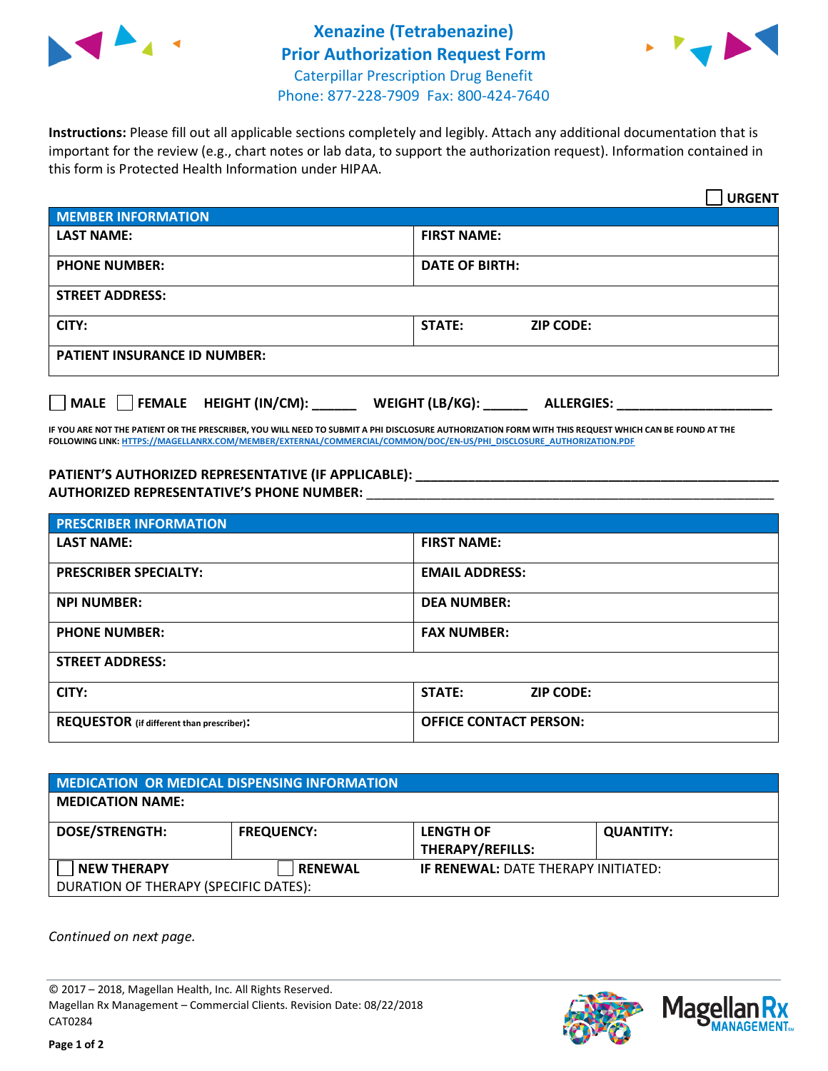# Xenazine (Tetrabenazine) Prior Authorization Request Form

Caterpillar Prescription Drug Benefit
Phone: 877-228-7909 Fax: 800-424-7640

**Instructions:** Please fill out all applicable sections completely and legibly. Attach any additional documentation that is important for the review (e.g., chart notes or lab data, to support the authorization request). Information contained in this form is Protected Health Information under HIPAA.

☐ **URGENT**

| MEMBER INFORMATION | |
|---|---|
| **LAST NAME:** | **FIRST NAME:** |
| **PHONE NUMBER:** | **DATE OF BIRTH:** |
| **STREET ADDRESS:** | |
| **CITY:** | **STATE:** **ZIP CODE:** |
| **PATIENT INSURANCE ID NUMBER:** | |

☐ **MALE** ☐ **FEMALE** **HEIGHT (IN/CM):** ______ **WEIGHT (LB/KG):** ______ **ALLERGIES:** ____________________

**IF YOU ARE NOT THE PATIENT OR THE PRESCRIBER, YOU WILL NEED TO SUBMIT A PHI DISCLOSURE AUTHORIZATION FORM WITH THIS REQUEST WHICH CAN BE FOUND AT THE FOLLOWING LINK:** HTTPS://MAGELLANRX.COM/MEMBER/EXTERNAL/COMMERCIAL/COMMON/DOC/EN-US/PHI_DISCLOSURE_AUTHORIZATION.PDF

**PATIENT'S AUTHORIZED REPRESENTATIVE (IF APPLICABLE):** ____________________________________________
**AUTHORIZED REPRESENTATIVE'S PHONE NUMBER:** ____________________________________________

| PRESCRIBER INFORMATION | |
|---|---|
| **LAST NAME:** | **FIRST NAME:** |
| **PRESCRIBER SPECIALTY:** | **EMAIL ADDRESS:** |
| **NPI NUMBER:** | **DEA NUMBER:** |
| **PHONE NUMBER:** | **FAX NUMBER:** |
| **STREET ADDRESS:** | |
| **CITY:** | **STATE:** **ZIP CODE:** |
| **REQUESTOR** (if different than prescriber)**:** | **OFFICE CONTACT PERSON:** |

| MEDICATION OR MEDICAL DISPENSING INFORMATION | | | |
|---|---|---|---|
| **MEDICATION NAME:** | | | |
| **DOSE/STRENGTH:** | **FREQUENCY:** | **LENGTH OF THERAPY/REFILLS:** | **QUANTITY:** |
| ☐ **NEW THERAPY** | ☐ **RENEWAL** | **IF RENEWAL:** DATE THERAPY INITIATED: | |
| DURATION OF THERAPY (SPECIFIC DATES): | | | |

*Continued on next page.*

© 2017 – 2018, Magellan Health, Inc. All Rights Reserved.
Magellan Rx Management – Commercial Clients. Revision Date: 08/22/2018
CAT0284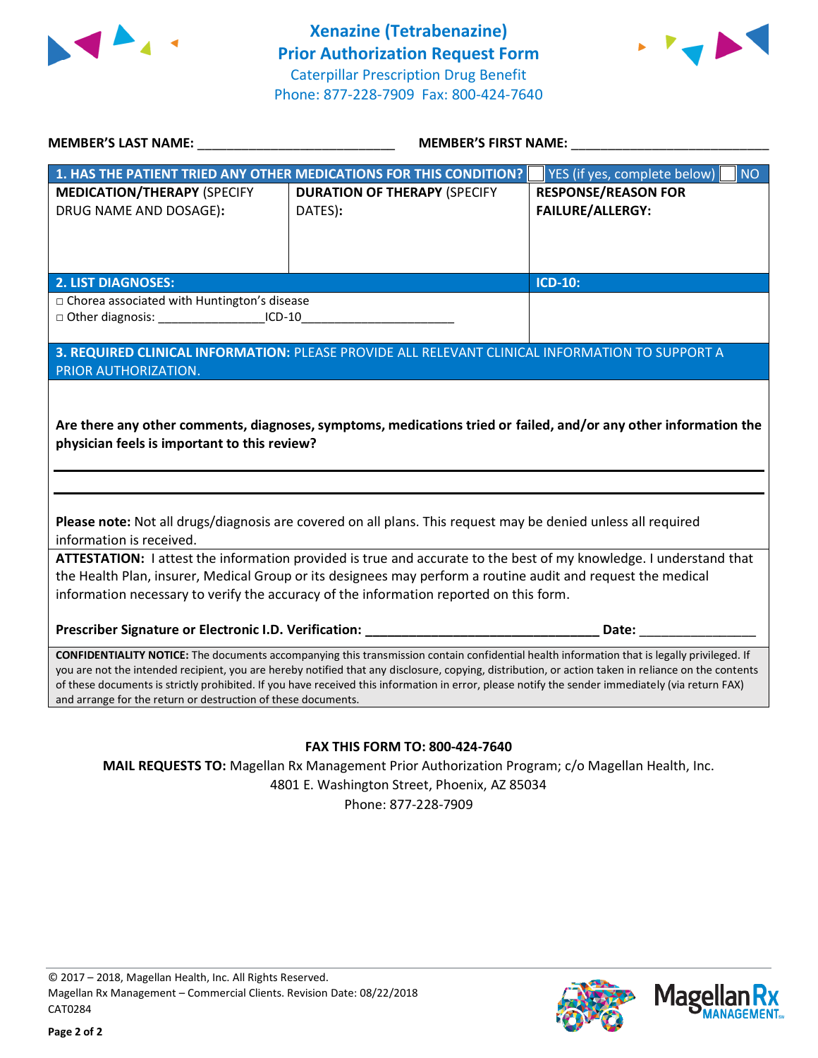# Xenazine (Tetrabenazine)
## Prior Authorization Request Form

Caterpillar Prescription Drug Benefit
Phone: 877-228-7909 Fax: 800-424-7640

**MEMBER'S LAST NAME:** ___________________________ **MEMBER'S FIRST NAME:** ___________________________

| **1. HAS THE PATIENT TRIED ANY OTHER MEDICATIONS FOR THIS CONDITION?** | | ☐ YES (if yes, complete below) ☐ NO |
|---|---|---|
| **MEDICATION/THERAPY** (SPECIFY DRUG NAME AND DOSAGE): | **DURATION OF THERAPY** (SPECIFY DATES): | **RESPONSE/REASON FOR FAILURE/ALLERGY:** |
| | | |

| **2. LIST DIAGNOSES:** | **ICD-10:** |
|---|---|
| □ Chorea associated with Huntington's disease<br>□ Other diagnosis: ________________ICD-10________________________ | |

**3. REQUIRED CLINICAL INFORMATION:** PLEASE PROVIDE ALL RELEVANT CLINICAL INFORMATION TO SUPPORT A PRIOR AUTHORIZATION.

**Are there any other comments, diagnoses, symptoms, medications tried or failed, and/or any other information the physician feels is important to this review?**

_______________________________________________________________________________

_______________________________________________________________________________

**Please note:** Not all drugs/diagnosis are covered on all plans. This request may be denied unless all required information is received.

**ATTESTATION:** I attest the information provided is true and accurate to the best of my knowledge. I understand that the Health Plan, insurer, Medical Group or its designees may perform a routine audit and request the medical information necessary to verify the accuracy of the information reported on this form.

**Prescriber Signature or Electronic I.D. Verification:** _________________________________ **Date:** ________________

**CONFIDENTIALITY NOTICE:** The documents accompanying this transmission contain confidential health information that is legally privileged. If you are not the intended recipient, you are hereby notified that any disclosure, copying, distribution, or action taken in reliance on the contents of these documents is strictly prohibited. If you have received this information in error, please notify the sender immediately (via return FAX) and arrange for the return or destruction of these documents.

**FAX THIS FORM TO: 800-424-7640**

**MAIL REQUESTS TO:** Magellan Rx Management Prior Authorization Program; c/o Magellan Health, Inc.
4801 E. Washington Street, Phoenix, AZ 85034
Phone: 877-228-7909

© 2017 – 2018, Magellan Health, Inc. All Rights Reserved.
Magellan Rx Management – Commercial Clients. Revision Date: 08/22/2018
CAT0284